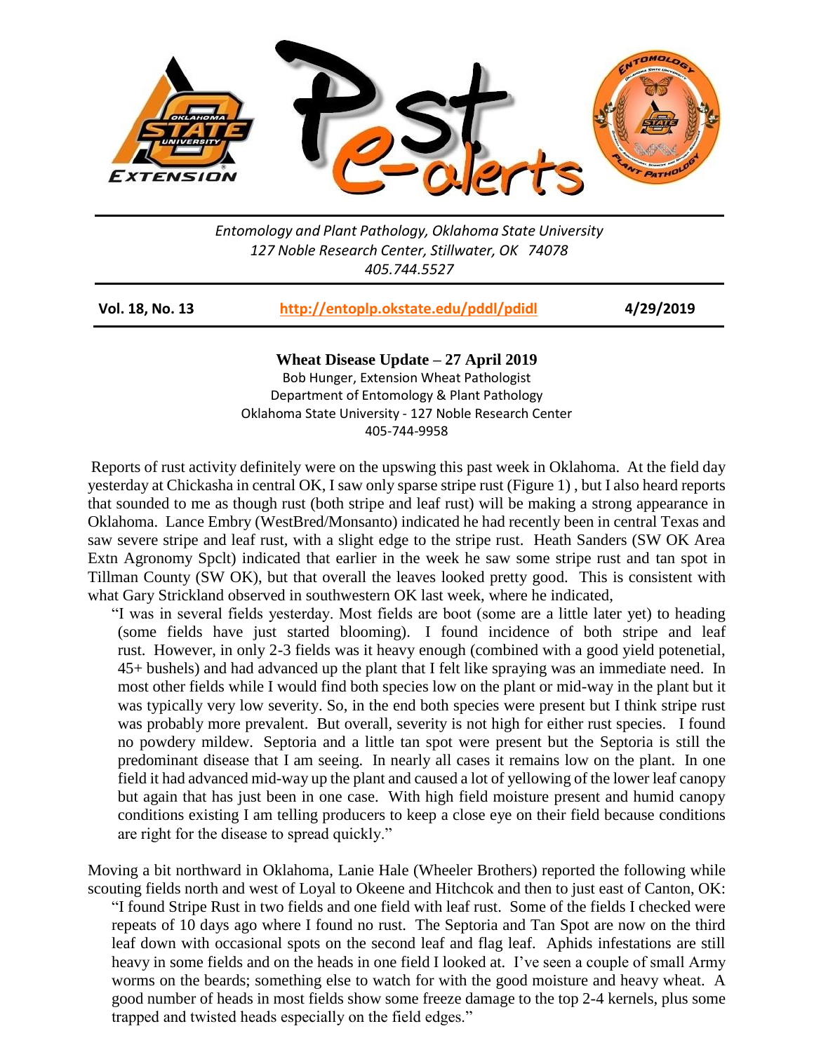*Entomology and Plant Pathology, Oklahoma State University*
*127 Noble Research Center, Stillwater, OK 74078*
*405.744.5527*

**Vol. 18, No. 13** | **http://entoplp.okstate.edu/pddl/pdidl** | **4/29/2019**

## Wheat Disease Update – 27 April 2019

Bob Hunger, Extension Wheat Pathologist
Department of Entomology & Plant Pathology
Oklahoma State University - 127 Noble Research Center
405-744-9958

Reports of rust activity definitely were on the upswing this past week in Oklahoma. At the field day yesterday at Chickasha in central OK, I saw only sparse stripe rust (Figure 1) , but I also heard reports that sounded to me as though rust (both stripe and leaf rust) will be making a strong appearance in Oklahoma. Lance Embry (WestBred/Monsanto) indicated he had recently been in central Texas and saw severe stripe and leaf rust, with a slight edge to the stripe rust. Heath Sanders (SW OK Area Extn Agronomy Spclt) indicated that earlier in the week he saw some stripe rust and tan spot in Tillman County (SW OK), but that overall the leaves looked pretty good. This is consistent with what Gary Strickland observed in southwestern OK last week, where he indicated,

> "I was in several fields yesterday. Most fields are boot (some are a little later yet) to heading (some fields have just started blooming). I found incidence of both stripe and leaf rust. However, in only 2-3 fields was it heavy enough (combined with a good yield potenetial, 45+ bushels) and had advanced up the plant that I felt like spraying was an immediate need. In most other fields while I would find both species low on the plant or mid-way in the plant but it was typically very low severity. So, in the end both species were present but I think stripe rust was probably more prevalent. But overall, severity is not high for either rust species. I found no powdery mildew. Septoria and a little tan spot were present but the Septoria is still the predominant disease that I am seeing. In nearly all cases it remains low on the plant. In one field it had advanced mid-way up the plant and caused a lot of yellowing of the lower leaf canopy but again that has just been in one case. With high field moisture present and humid canopy conditions existing I am telling producers to keep a close eye on their field because conditions are right for the disease to spread quickly."

Moving a bit northward in Oklahoma, Lanie Hale (Wheeler Brothers) reported the following while scouting fields north and west of Loyal to Okeene and Hitchcok and then to just east of Canton, OK:

> "I found Stripe Rust in two fields and one field with leaf rust. Some of the fields I checked were repeats of 10 days ago where I found no rust. The Septoria and Tan Spot are now on the third leaf down with occasional spots on the second leaf and flag leaf. Aphids infestations are still heavy in some fields and on the heads in one field I looked at. I've seen a couple of small Army worms on the beards; something else to watch for with the good moisture and heavy wheat. A good number of heads in most fields show some freeze damage to the top 2-4 kernels, plus some trapped and twisted heads especially on the field edges."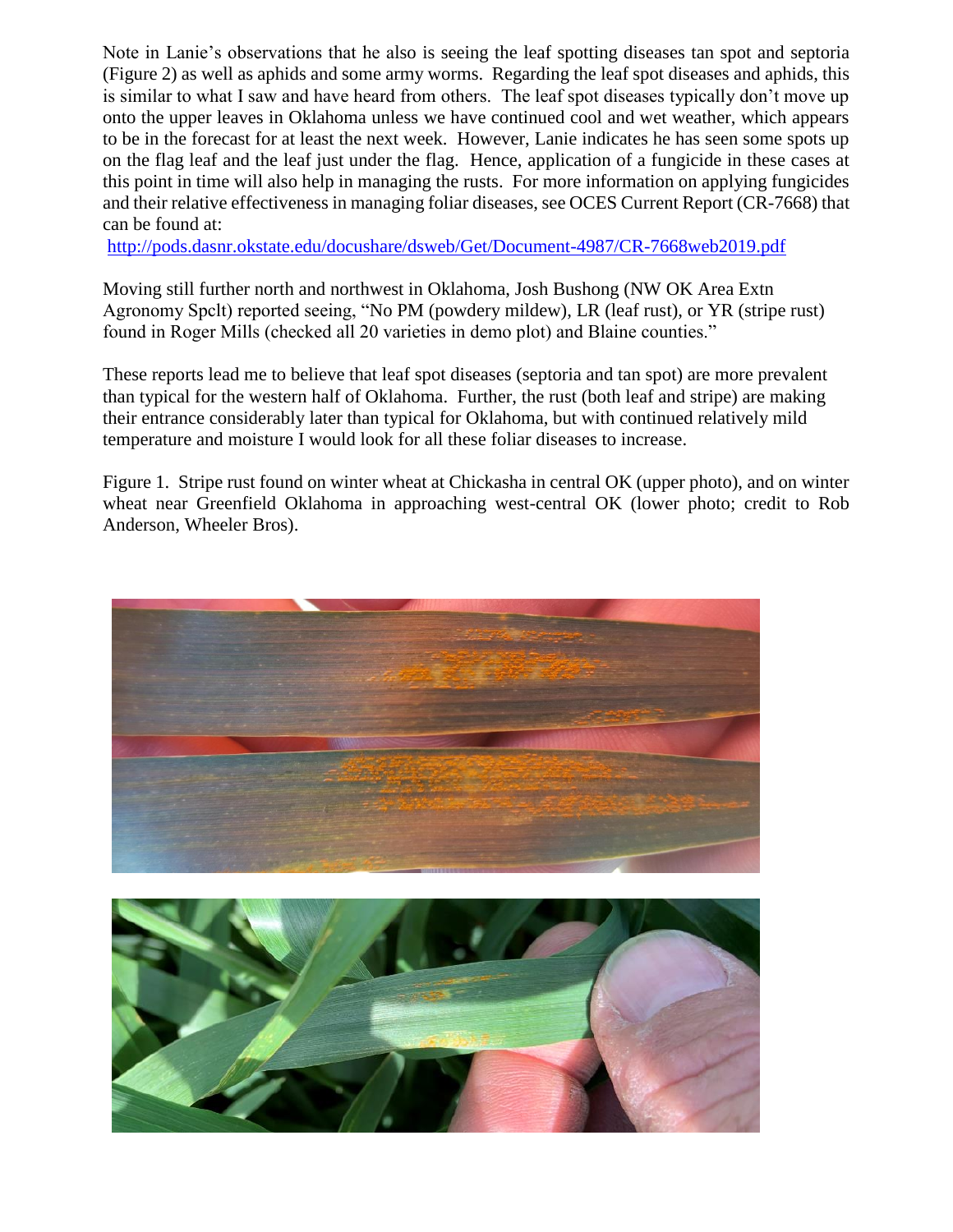Note in Lanie's observations that he also is seeing the leaf spotting diseases tan spot and septoria (Figure 2) as well as aphids and some army worms. Regarding the leaf spot diseases and aphids, this is similar to what I saw and have heard from others. The leaf spot diseases typically don't move up onto the upper leaves in Oklahoma unless we have continued cool and wet weather, which appears to be in the forecast for at least the next week. However, Lanie indicates he has seen some spots up on the flag leaf and the leaf just under the flag. Hence, application of a fungicide in these cases at this point in time will also help in managing the rusts. For more information on applying fungicides and their relative effectiveness in managing foliar diseases, see OCES Current Report (CR-7668) that can be found at:
http://pods.dasnr.okstate.edu/docushare/dsweb/Get/Document-4987/CR-7668web2019.pdf

Moving still further north and northwest in Oklahoma, Josh Bushong (NW OK Area Extn Agronomy Spclt) reported seeing, "No PM (powdery mildew), LR (leaf rust), or YR (stripe rust) found in Roger Mills (checked all 20 varieties in demo plot) and Blaine counties."

These reports lead me to believe that leaf spot diseases (septoria and tan spot) are more prevalent than typical for the western half of Oklahoma. Further, the rust (both leaf and stripe) are making their entrance considerably later than typical for Oklahoma, but with continued relatively mild temperature and moisture I would look for all these foliar diseases to increase.

Figure 1. Stripe rust found on winter wheat at Chickasha in central OK (upper photo), and on winter wheat near Greenfield Oklahoma in approaching west-central OK (lower photo; credit to Rob Anderson, Wheeler Bros).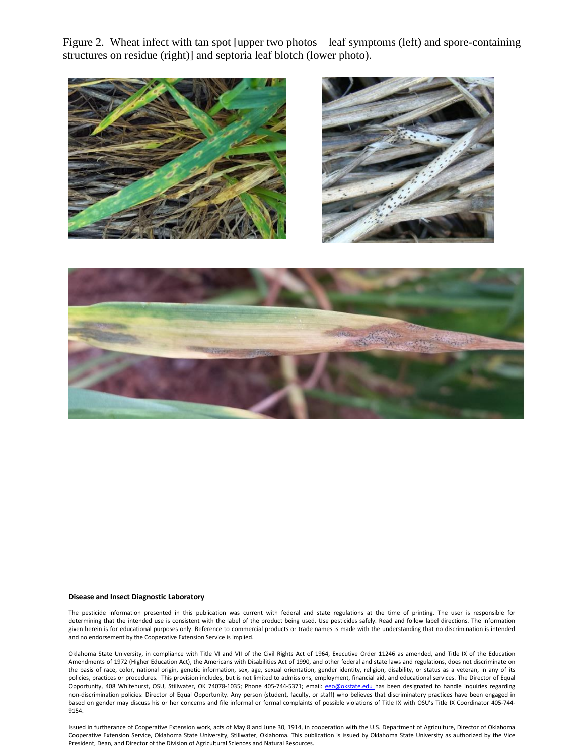Figure 2. Wheat infect with tan spot [upper two photos – leaf symptoms (left) and spore-containing structures on residue (right)] and septoria leaf blotch (lower photo).

**Disease and Insect Diagnostic Laboratory**

The pesticide information presented in this publication was current with federal and state regulations at the time of printing. The user is responsible for determining that the intended use is consistent with the label of the product being used. Use pesticides safely. Read and follow label directions. The information given herein is for educational purposes only. Reference to commercial products or trade names is made with the understanding that no discrimination is intended and no endorsement by the Cooperative Extension Service is implied.

Oklahoma State University, in compliance with Title VI and VII of the Civil Rights Act of 1964, Executive Order 11246 as amended, and Title IX of the Education Amendments of 1972 (Higher Education Act), the Americans with Disabilities Act of 1990, and other federal and state laws and regulations, does not discriminate on the basis of race, color, national origin, genetic information, sex, age, sexual orientation, gender identity, religion, disability, or status as a veteran, in any of its policies, practices or procedures. This provision includes, but is not limited to admissions, employment, financial aid, and educational services. The Director of Equal Opportunity, 408 Whitehurst, OSU, Stillwater, OK 74078-1035; Phone 405-744-5371; email: eeo@okstate.edu has been designated to handle inquiries regarding non-discrimination policies: Director of Equal Opportunity. Any person (student, faculty, or staff) who believes that discriminatory practices have been engaged in based on gender may discuss his or her concerns and file informal or formal complaints of possible violations of Title IX with OSU's Title IX Coordinator 405-744-9154.

Issued in furtherance of Cooperative Extension work, acts of May 8 and June 30, 1914, in cooperation with the U.S. Department of Agriculture, Director of Oklahoma Cooperative Extension Service, Oklahoma State University, Stillwater, Oklahoma. This publication is issued by Oklahoma State University as authorized by the Vice President, Dean, and Director of the Division of Agricultural Sciences and Natural Resources.